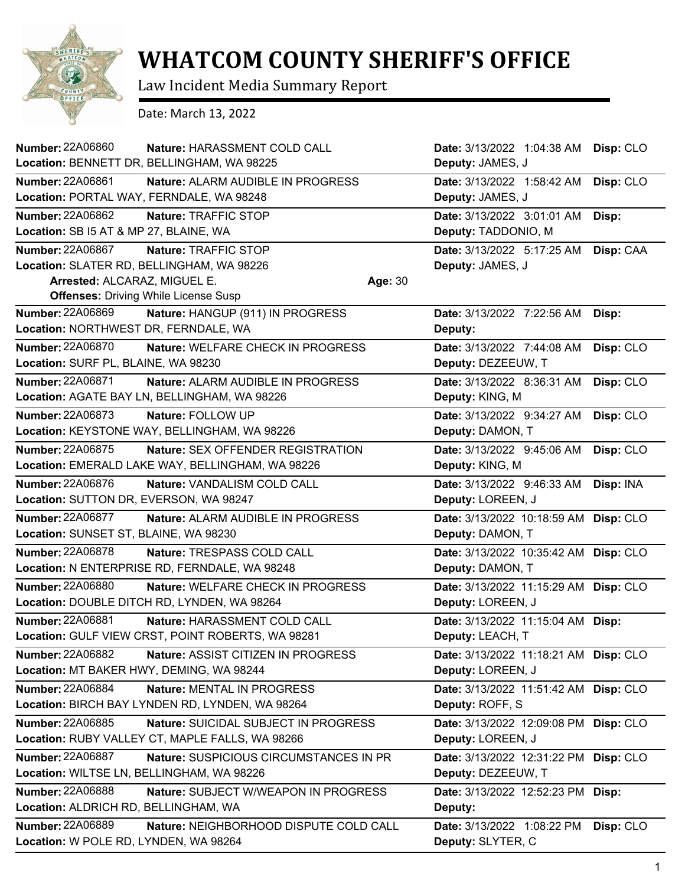# WHATCOM COUNTY SHERIFF'S OFFICE

Law Incident Media Summary Report

Date: March 13, 2022

**Number:** 22A06860 **Nature:** HARASSMENT COLD CALL **Date:** 3/13/2022 1:04:38 AM **Disp:** CLO
**Location:** BENNETT DR, BELLINGHAM, WA 98225 **Deputy:** JAMES, J

**Number:** 22A06861 **Nature:** ALARM AUDIBLE IN PROGRESS **Date:** 3/13/2022 1:58:42 AM **Disp:** CLO
**Location:** PORTAL WAY, FERNDALE, WA 98248 **Deputy:** JAMES, J

**Number:** 22A06862 **Nature:** TRAFFIC STOP **Date:** 3/13/2022 3:01:01 AM **Disp:**
**Location:** SB I5 AT & MP 27, BLAINE, WA **Deputy:** TADDONIO, M

**Number:** 22A06867 **Nature:** TRAFFIC STOP **Date:** 3/13/2022 5:17:25 AM **Disp:** CAA
**Location:** SLATER RD, BELLINGHAM, WA 98226 **Deputy:** JAMES, J
**Arrested:** ALCARAZ, MIGUEL E. **Age:** 30
**Offenses:** Driving While License Susp

**Number:** 22A06869 **Nature:** HANGUP (911) IN PROGRESS **Date:** 3/13/2022 7:22:56 AM **Disp:**
**Location:** NORTHWEST DR, FERNDALE, WA **Deputy:**

**Number:** 22A06870 **Nature:** WELFARE CHECK IN PROGRESS **Date:** 3/13/2022 7:44:08 AM **Disp:** CLO
**Location:** SURF PL, BLAINE, WA 98230 **Deputy:** DEZEEUW, T

**Number:** 22A06871 **Nature:** ALARM AUDIBLE IN PROGRESS **Date:** 3/13/2022 8:36:31 AM **Disp:** CLO
**Location:** AGATE BAY LN, BELLINGHAM, WA 98226 **Deputy:** KING, M

**Number:** 22A06873 **Nature:** FOLLOW UP **Date:** 3/13/2022 9:34:27 AM **Disp:** CLO
**Location:** KEYSTONE WAY, BELLINGHAM, WA 98226 **Deputy:** DAMON, T

**Number:** 22A06875 **Nature:** SEX OFFENDER REGISTRATION **Date:** 3/13/2022 9:45:06 AM **Disp:** CLO
**Location:** EMERALD LAKE WAY, BELLINGHAM, WA 98226 **Deputy:** KING, M

**Number:** 22A06876 **Nature:** VANDALISM COLD CALL **Date:** 3/13/2022 9:46:33 AM **Disp:** INA
**Location:** SUTTON DR, EVERSON, WA 98247 **Deputy:** LOREEN, J

**Number:** 22A06877 **Nature:** ALARM AUDIBLE IN PROGRESS **Date:** 3/13/2022 10:18:59 AM **Disp:** CLO
**Location:** SUNSET ST, BLAINE, WA 98230 **Deputy:** DAMON, T

**Number:** 22A06878 **Nature:** TRESPASS COLD CALL **Date:** 3/13/2022 10:35:42 AM **Disp:** CLO
**Location:** N ENTERPRISE RD, FERNDALE, WA 98248 **Deputy:** DAMON, T

**Number:** 22A06880 **Nature:** WELFARE CHECK IN PROGRESS **Date:** 3/13/2022 11:15:29 AM **Disp:** CLO
**Location:** DOUBLE DITCH RD, LYNDEN, WA 98264 **Deputy:** LOREEN, J

**Number:** 22A06881 **Nature:** HARASSMENT COLD CALL **Date:** 3/13/2022 11:15:04 AM **Disp:**
**Location:** GULF VIEW CRST, POINT ROBERTS, WA 98281 **Deputy:** LEACH, T

**Number:** 22A06882 **Nature:** ASSIST CITIZEN IN PROGRESS **Date:** 3/13/2022 11:18:21 AM **Disp:** CLO
**Location:** MT BAKER HWY, DEMING, WA 98244 **Deputy:** LOREEN, J

**Number:** 22A06884 **Nature:** MENTAL IN PROGRESS **Date:** 3/13/2022 11:51:42 AM **Disp:** CLO
**Location:** BIRCH BAY LYNDEN RD, LYNDEN, WA 98264 **Deputy:** ROFF, S

**Number:** 22A06885 **Nature:** SUICIDAL SUBJECT IN PROGRESS **Date:** 3/13/2022 12:09:08 PM **Disp:** CLO
**Location:** RUBY VALLEY CT, MAPLE FALLS, WA 98266 **Deputy:** LOREEN, J

**Number:** 22A06887 **Nature:** SUSPICIOUS CIRCUMSTANCES IN PR **Date:** 3/13/2022 12:31:22 PM **Disp:** CLO
**Location:** WILTSE LN, BELLINGHAM, WA 98226 **Deputy:** DEZEEUW, T

**Number:** 22A06888 **Nature:** SUBJECT W/WEAPON IN PROGRESS **Date:** 3/13/2022 12:52:23 PM **Disp:**
**Location:** ALDRICH RD, BELLINGHAM, WA **Deputy:**

**Number:** 22A06889 **Nature:** NEIGHBORHOOD DISPUTE COLD CALL **Date:** 3/13/2022 1:08:22 PM **Disp:** CLO
**Location:** W POLE RD, LYNDEN, WA 98264 **Deputy:** SLYTER, C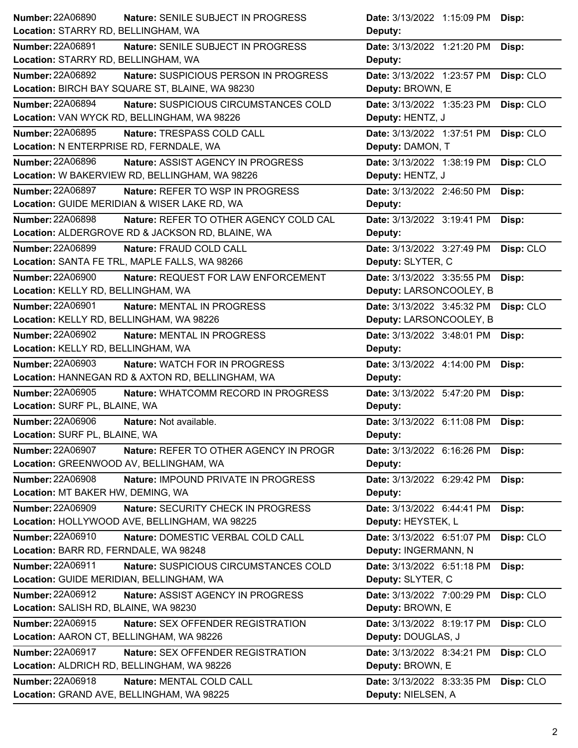| Number | Nature | Location | Date | Deputy | Disp |
|---|---|---|---|---|---|
| 22A06890 | SENILE SUBJECT IN PROGRESS | STARRY RD, BELLINGHAM, WA | 3/13/2022 1:15:09 PM | | |
| 22A06891 | SENILE SUBJECT IN PROGRESS | STARRY RD, BELLINGHAM, WA | 3/13/2022 1:21:20 PM | | |
| 22A06892 | SUSPICIOUS PERSON IN PROGRESS | BIRCH BAY SQUARE ST, BLAINE, WA 98230 | 3/13/2022 1:23:57 PM | BROWN, E | CLO |
| 22A06894 | SUSPICIOUS CIRCUMSTANCES COLD | VAN WYCK RD, BELLINGHAM, WA 98226 | 3/13/2022 1:35:23 PM | HENTZ, J | CLO |
| 22A06895 | TRESPASS COLD CALL | N ENTERPRISE RD, FERNDALE, WA | 3/13/2022 1:37:51 PM | DAMON, T | CLO |
| 22A06896 | ASSIST AGENCY IN PROGRESS | W BAKERVIEW RD, BELLINGHAM, WA 98226 | 3/13/2022 1:38:19 PM | HENTZ, J | CLO |
| 22A06897 | REFER TO WSP IN PROGRESS | GUIDE MERIDIAN & WISER LAKE RD, WA | 3/13/2022 2:46:50 PM | | |
| 22A06898 | REFER TO OTHER AGENCY COLD CAL | ALDERGROVE RD & JACKSON RD, BLAINE, WA | 3/13/2022 3:19:41 PM | | |
| 22A06899 | FRAUD COLD CALL | SANTA FE TRL, MAPLE FALLS, WA 98266 | 3/13/2022 3:27:49 PM | SLYTER, C | CLO |
| 22A06900 | REQUEST FOR LAW ENFORCEMENT | KELLY RD, BELLINGHAM, WA | 3/13/2022 3:35:55 PM | LARSONCOOLEY, B | |
| 22A06901 | MENTAL IN PROGRESS | KELLY RD, BELLINGHAM, WA 98226 | 3/13/2022 3:45:32 PM | LARSONCOOLEY, B | CLO |
| 22A06902 | MENTAL IN PROGRESS | KELLY RD, BELLINGHAM, WA | 3/13/2022 3:48:01 PM | | |
| 22A06903 | WATCH FOR IN PROGRESS | HANNEGAN RD & AXTON RD, BELLINGHAM, WA | 3/13/2022 4:14:00 PM | | |
| 22A06905 | WHATCOMM RECORD IN PROGRESS | SURF PL, BLAINE, WA | 3/13/2022 5:47:20 PM | | |
| 22A06906 | Not available. | SURF PL, BLAINE, WA | 3/13/2022 6:11:08 PM | | |
| 22A06907 | REFER TO OTHER AGENCY IN PROGR | GREENWOOD AV, BELLINGHAM, WA | 3/13/2022 6:16:26 PM | | |
| 22A06908 | IMPOUND PRIVATE IN PROGRESS | MT BAKER HW, DEMING, WA | 3/13/2022 6:29:42 PM | | |
| 22A06909 | SECURITY CHECK IN PROGRESS | HOLLYWOOD AVE, BELLINGHAM, WA 98225 | 3/13/2022 6:44:41 PM | HEYSTEK, L | |
| 22A06910 | DOMESTIC VERBAL COLD CALL | BARR RD, FERNDALE, WA 98248 | 3/13/2022 6:51:07 PM | INGERMANN, N | CLO |
| 22A06911 | SUSPICIOUS CIRCUMSTANCES COLD | GUIDE MERIDIAN, BELLINGHAM, WA | 3/13/2022 6:51:18 PM | SLYTER, C | |
| 22A06912 | ASSIST AGENCY IN PROGRESS | SALISH RD, BLAINE, WA 98230 | 3/13/2022 7:00:29 PM | BROWN, E | CLO |
| 22A06915 | SEX OFFENDER REGISTRATION | AARON CT, BELLINGHAM, WA 98226 | 3/13/2022 8:19:17 PM | DOUGLAS, J | CLO |
| 22A06917 | SEX OFFENDER REGISTRATION | ALDRICH RD, BELLINGHAM, WA 98226 | 3/13/2022 8:34:21 PM | BROWN, E | CLO |
| 22A06918 | MENTAL COLD CALL | GRAND AVE, BELLINGHAM, WA 98225 | 3/13/2022 8:33:35 PM | NIELSEN, A | CLO |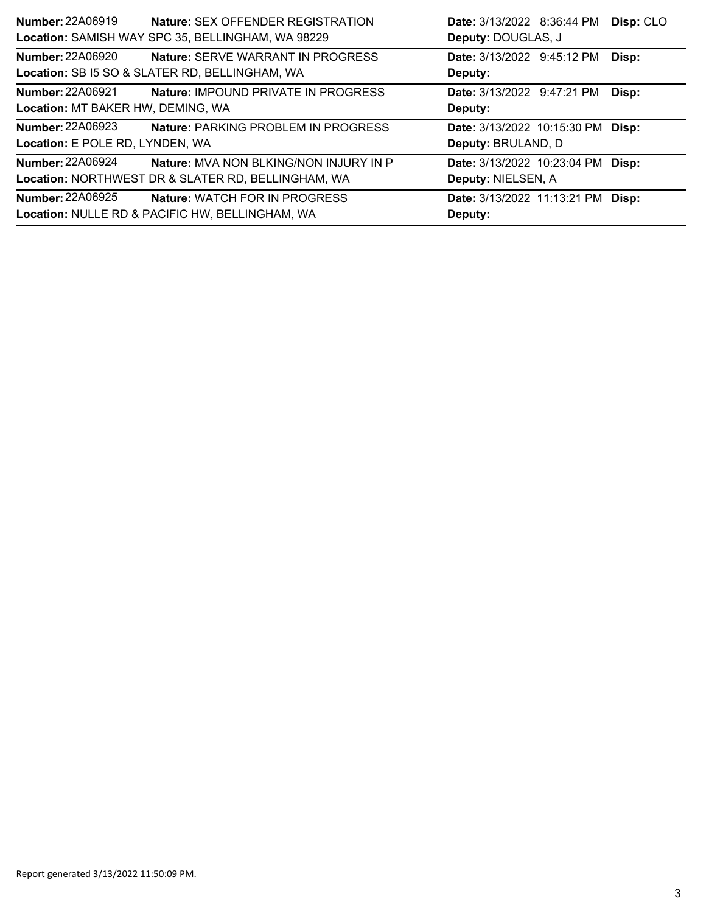**Number:** 22A06919 **Nature:** SEX OFFENDER REGISTRATION **Date:** 3/13/2022 8:36:44 PM **Disp:** CLO
**Location:** SAMISH WAY SPC 35, BELLINGHAM, WA 98229 **Deputy:** DOUGLAS, J

---

**Number:** 22A06920 **Nature:** SERVE WARRANT IN PROGRESS **Date:** 3/13/2022 9:45:12 PM **Disp:**
**Location:** SB I5 SO & SLATER RD, BELLINGHAM, WA **Deputy:**

---

**Number:** 22A06921 **Nature:** IMPOUND PRIVATE IN PROGRESS **Date:** 3/13/2022 9:47:21 PM **Disp:**
**Location:** MT BAKER HW, DEMING, WA **Deputy:**

---

**Number:** 22A06923 **Nature:** PARKING PROBLEM IN PROGRESS **Date:** 3/13/2022 10:15:30 PM **Disp:**
**Location:** E POLE RD, LYNDEN, WA **Deputy:** BRULAND, D

---

**Number:** 22A06924 **Nature:** MVA NON BLKING/NON INJURY IN P **Date:** 3/13/2022 10:23:04 PM **Disp:**
**Location:** NORTHWEST DR & SLATER RD, BELLINGHAM, WA **Deputy:** NIELSEN, A

---

**Number:** 22A06925 **Nature:** WATCH FOR IN PROGRESS **Date:** 3/13/2022 11:13:21 PM **Disp:**
**Location:** NULLE RD & PACIFIC HW, BELLINGHAM, WA **Deputy:**

---

Report generated 3/13/2022 11:50:09 PM.